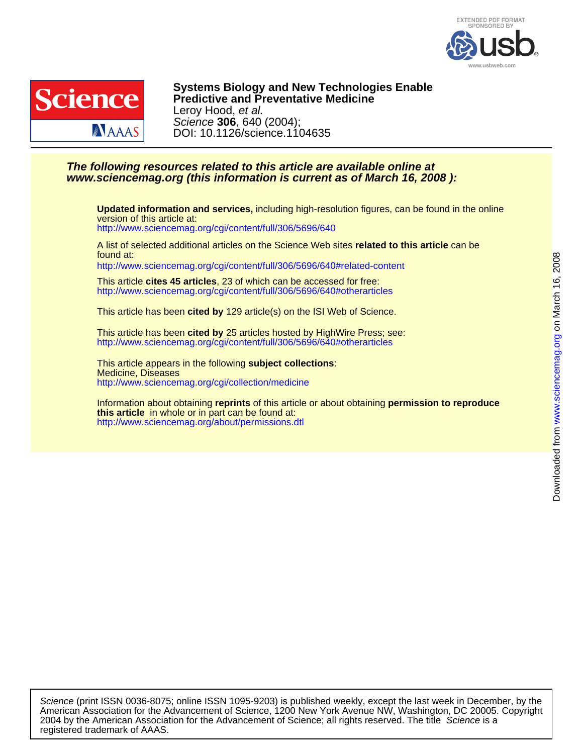EXTENDED PDF FORMAT SPONSORED BY usb www.usbweb.com

**Systems Biology and New Technologies Enable Predictive and Preventative Medicine**

Leroy Hood, *et al.*

*Science* **306**, 640 (2004);

DOI: 10.1126/science.1104635

***The following resources related to this article are available online at www.sciencemag.org (this information is current as of March 16, 2008 ):***

**Updated information and services,** including high-resolution figures, can be found in the online version of this article at:
http://www.sciencemag.org/cgi/content/full/306/5696/640

A list of selected additional articles on the Science Web sites **related to this article** can be found at:
http://www.sciencemag.org/cgi/content/full/306/5696/640#related-content

This article **cites 45 articles**, 23 of which can be accessed for free:
http://www.sciencemag.org/cgi/content/full/306/5696/640#otherarticles

This article has been **cited by** 129 article(s) on the ISI Web of Science.

This article has been **cited by** 25 articles hosted by HighWire Press; see:
http://www.sciencemag.org/cgi/content/full/306/5696/640#otherarticles

This article appears in the following **subject collections**:
Medicine, Diseases
http://www.sciencemag.org/cgi/collection/medicine

Information about obtaining **reprints** of this article or about obtaining **permission to reproduce this article** in whole or in part can be found at:
http://www.sciencemag.org/about/permissions.dtl

Downloaded from www.sciencemag.org on March 16, 2008

*Science* (print ISSN 0036-8075; online ISSN 1095-9203) is published weekly, except the last week in December, by the American Association for the Advancement of Science, 1200 New York Avenue NW, Washington, DC 20005. Copyright 2004 by the American Association for the Advancement of Science; all rights reserved. The title *Science* is a registered trademark of AAAS.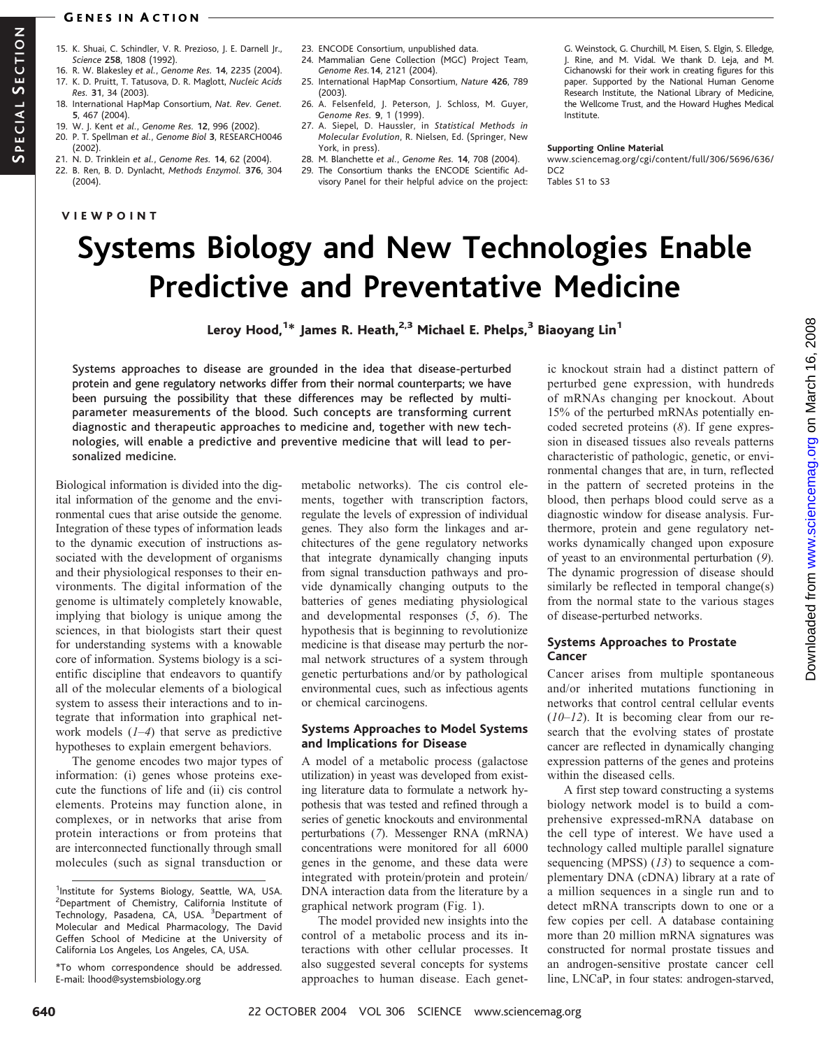15. K. Shuai, C. Schindler, V. R. Prezioso, J. E. Darnell Jr., *Science* **258**, 1808 (1992).
16. R. W. Blakesley *et al.*, *Genome Res.* **14**, 2235 (2004).
17. K. D. Pruitt, T. Tatusova, D. R. Maglott, *Nucleic Acids Res.* **31**, 34 (2003).
18. International HapMap Consortium, *Nat. Rev. Genet.* **5**, 467 (2004).
19. W. J. Kent *et al.*, *Genome Res.* **12**, 996 (2002).
20. P. T. Spellman *et al.*, *Genome Biol* **3**, RESEARCH0046 (2002).
21. N. D. Trinklein *et al.*, *Genome Res.* **14**, 62 (2004).
22. B. Ren, B. D. Dynlacht, *Methods Enzymol.* **376**, 304 (2004).
23. ENCODE Consortium, unpublished data.
24. Mammalian Gene Collection (MGC) Project Team, *Genome Res.* **14**, 2121 (2004).
25. International HapMap Consortium, *Nature* **426**, 789 (2003).
26. A. Felsenfeld, J. Peterson, J. Schloss, M. Guyer, *Genome Res.* **9**, 1 (1999).
27. A. Siepel, D. Haussler, in *Statistical Methods in Molecular Evolution*, R. Nielsen, Ed. (Springer, New York, in press).
28. M. Blanchette *et al.*, *Genome Res.* **14**, 708 (2004).
29. The Consortium thanks the ENCODE Scientific Advisory Panel for their helpful advice on the project: G. Weinstock, G. Churchill, M. Eisen, S. Elgin, S. Elledge, J. Rine, and M. Vidal. We thank D. Leja, and M. Cichanowski for their work in creating figures for this paper. Supported by the National Human Genome Research Institute, the National Library of Medicine, the Wellcome Trust, and the Howard Hughes Medical Institute.

**Supporting Online Material**
www.sciencemag.org/cgi/content/full/306/5696/636/DC2
Tables S1 to S3

VIEWPOINT

# Systems Biology and New Technologies Enable Predictive and Preventative Medicine

**Leroy Hood,[1]* James R. Heath,[2,3] Michael E. Phelps,[3] Biaoyang Lin[1]**

**Systems approaches to disease are grounded in the idea that disease-perturbed protein and gene regulatory networks differ from their normal counterparts; we have been pursuing the possibility that these differences may be reflected by multiparameter measurements of the blood. Such concepts are transforming current diagnostic and therapeutic approaches to medicine and, together with new technologies, will enable a predictive and preventive medicine that will lead to personalized medicine.**

Biological information is divided into the digital information of the genome and the environmental cues that arise outside the genome. Integration of these types of information leads to the dynamic execution of instructions associated with the development of organisms and their physiological responses to their environments. The digital information of the genome is ultimately completely knowable, implying that biology is unique among the sciences, in that biologists start their quest for understanding systems with a knowable core of information. Systems biology is a scientific discipline that endeavors to quantify all of the molecular elements of a biological system to assess their interactions and to integrate that information into graphical network models (*1–4*) that serve as predictive hypotheses to explain emergent behaviors.

The genome encodes two major types of information: (i) genes whose proteins execute the functions of life and (ii) cis control elements. Proteins may function alone, in complexes, or in networks that arise from protein interactions or from proteins that are interconnected functionally through small molecules (such as signal transduction or metabolic networks). The cis control elements, together with transcription factors, regulate the levels of expression of individual genes. They also form the linkages and architectures of the gene regulatory networks that integrate dynamically changing inputs from signal transduction pathways and provide dynamically changing outputs to the batteries of genes mediating physiological and developmental responses (*5*, *6*). The hypothesis that is beginning to revolutionize medicine is that disease may perturb the normal network structures of a system through genetic perturbations and/or by pathological environmental cues, such as infectious agents or chemical carcinogens.

## Systems Approaches to Model Systems and Implications for Disease

A model of a metabolic process (galactose utilization) in yeast was developed from existing literature data to formulate a network hypothesis that was tested and refined through a series of genetic knockouts and environmental perturbations (*7*). Messenger RNA (mRNA) concentrations were monitored for all 6000 genes in the genome, and these data were integrated with protein/protein and protein/DNA interaction data from the literature by a graphical network program (Fig. 1).

The model provided new insights into the control of a metabolic process and its interactions with other cellular processes. It also suggested several concepts for systems approaches to human disease. Each genetic knockout strain had a distinct pattern of perturbed gene expression, with hundreds of mRNAs changing per knockout. About 15% of the perturbed mRNAs potentially encoded secreted proteins (*8*). If gene expression in diseased tissues also reveals patterns characteristic of pathologic, genetic, or environmental changes that are, in turn, reflected in the pattern of secreted proteins in the blood, then perhaps blood could serve as a diagnostic window for disease analysis. Furthermore, protein and gene regulatory networks dynamically changed upon exposure of yeast to an environmental perturbation (*9*). The dynamic progression of disease should similarly be reflected in temporal change(s) from the normal state to the various stages of disease-perturbed networks.

## Systems Approaches to Prostate Cancer

Cancer arises from multiple spontaneous and/or inherited mutations functioning in networks that control central cellular events (*10–12*). It is becoming clear from our research that the evolving states of prostate cancer are reflected in dynamically changing expression patterns of the genes and proteins within the diseased cells.

A first step toward constructing a systems biology network model is to build a comprehensive expressed-mRNA database on the cell type of interest. We have used a technology called multiple parallel signature sequencing (MPSS) (*13*) to sequence a complementary DNA (cDNA) library at a rate of a million sequences in a single run and to detect mRNA transcripts down to one or a few copies per cell. A database containing more than 20 million mRNA signatures was constructed for normal prostate tissues and an androgen-sensitive prostate cancer cell line, LNCaP, in four states: androgen-starved,

[1]Institute for Systems Biology, Seattle, WA, USA. [2]Department of Chemistry, California Institute of Technology, Pasadena, CA, USA. [3]Department of Molecular and Medical Pharmacology, The David Geffen School of Medicine at the University of California Los Angeles, Los Angeles, CA, USA.

*To whom correspondence should be addressed. E-mail: lhood@systemsbiology.org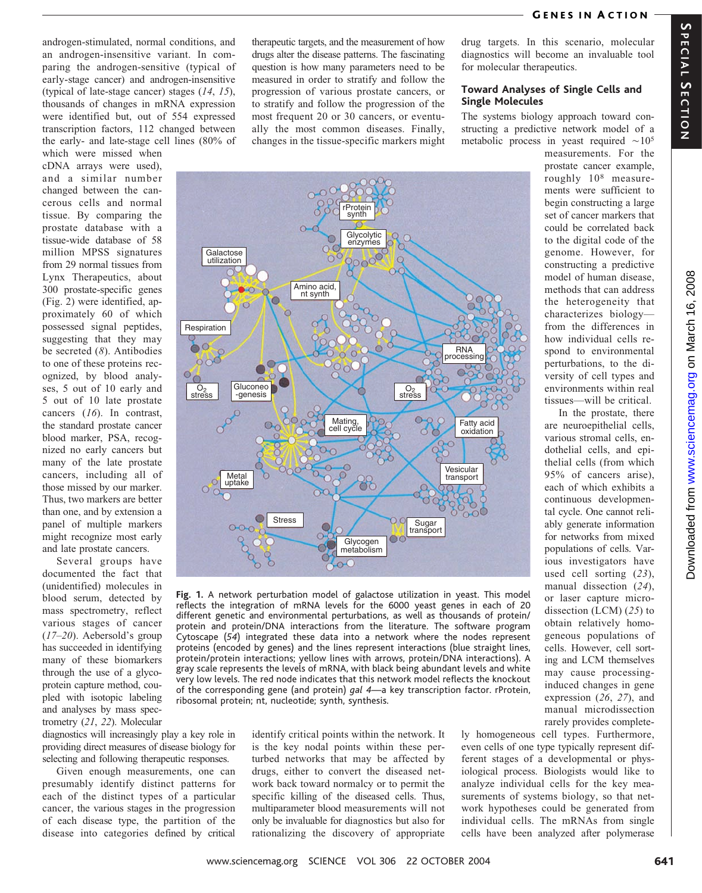androgen-stimulated, normal conditions, and an androgen-insensitive variant. In comparing the androgen-sensitive (typical of early-stage cancer) and androgen-insensitive (typical of late-stage cancer) stages (*14*, *15*), thousands of changes in mRNA expression were identified but, out of 554 expressed transcription factors, 112 changed between the early- and late-stage cell lines (80% of which were missed when cDNA arrays were used), and a similar number changed between the cancerous cells and normal tissue. By comparing the prostate database with a tissue-wide database of 58 million MPSS signatures from 29 normal tissues from Lynx Therapeutics, about 300 prostate-specific genes (Fig. 2) were identified, approximately 60 of which possessed signal peptides, suggesting that they may be secreted (*8*). Antibodies to one of these proteins recognized, by blood analyses, 5 out of 10 early and 5 out of 10 late prostate cancers (*16*). In contrast, the standard prostate cancer blood marker, PSA, recognized no early cancers but many of the late prostate cancers, including all of those missed by our marker. Thus, two markers are better than one, and by extension a panel of multiple markers might recognize most early and late prostate cancers.

Several groups have documented the fact that (unidentified) molecules in blood serum, detected by mass spectrometry, reflect various stages of cancer (*17*–*20*). Aebersold's group has succeeded in identifying many of these biomarkers through the use of a glycoprotein capture method, coupled with isotopic labeling and analyses by mass spectrometry (*21*, *22*). Molecular diagnostics will increasingly play a key role in providing direct measures of disease biology for selecting and following therapeutic responses.

Given enough measurements, one can presumably identify distinct patterns for each of the distinct types of a particular cancer, the various stages in the progression of each disease type, the partition of the disease into categories defined by critical therapeutic targets, and the measurement of how drugs alter the disease patterns. The fascinating question is how many parameters need to be measured in order to stratify and follow the progression of various prostate cancers, or to stratify and follow the progression of the most frequent 20 or 30 cancers, or eventually the most common diseases. Finally, changes in the tissue-specific markers might identify critical points within the network. It is the key nodal points within these perturbed networks that may be affected by drugs, either to convert the diseased network back toward normalcy or to permit the specific killing of the diseased cells. Thus, multiparameter blood measurements will not only be invaluable for diagnostics but also for rationalizing the discovery of appropriate drug targets. In this scenario, molecular diagnostics will become an invaluable tool for molecular therapeutics.

**Fig. 1.** A network perturbation model of galactose utilization in yeast. This model reflects the integration of mRNA levels for the 6000 yeast genes in each of 20 different genetic and environmental perturbations, as well as thousands of protein/protein and protein/DNA interactions from the literature. The software program Cytoscape (*54*) integrated these data into a network where the nodes represent proteins (encoded by genes) and the lines represent interactions (blue straight lines, protein/protein interactions; yellow lines with arrows, protein/DNA interactions). A gray scale represents the levels of mRNA, with black being abundant levels and white very low levels. The red node indicates that this network model reflects the knockout of the corresponding gene (and protein) *gal 4*—a key transcription factor. rProtein, ribosomal protein; nt, nucleotide; synth, synthesis.

### Toward Analyses of Single Cells and Single Molecules

The systems biology approach toward constructing a predictive network model of a metabolic process in yeast required $\sim 10^5$ measurements. For the prostate cancer example, roughly $10^8$ measurements were sufficient to begin constructing a large set of cancer markers that could be correlated back to the digital code of the genome. However, for constructing a predictive model of human disease, methods that can address the heterogeneity that characterizes biology—from the differences in how individual cells respond to environmental perturbations, to the diversity of cell types and environments within real tissues—will be critical.

In the prostate, there are neuroepithelial cells, various stromal cells, endothelial cells, and epithelial cells (from which 95% of cancers arise), each of which exhibits a continuous developmental cycle. One cannot reliably generate information for networks from mixed populations of cells. Various investigators have used cell sorting (*23*), manual dissection (*24*), or laser capture microdissection (LCM) (*25*) to obtain relatively homogeneous populations of cells. However, cell sorting and LCM themselves may cause processing-induced changes in gene expression (*26*, *27*), and manual microdissection rarely provides completely homogeneous cell types. Furthermore, even cells of one type typically represent different stages of a developmental or physiological process. Biologists would like to analyze individual cells for the key measurements of systems biology, so that network hypotheses could be generated from individual cells. The mRNAs from single cells have been analyzed after polymerase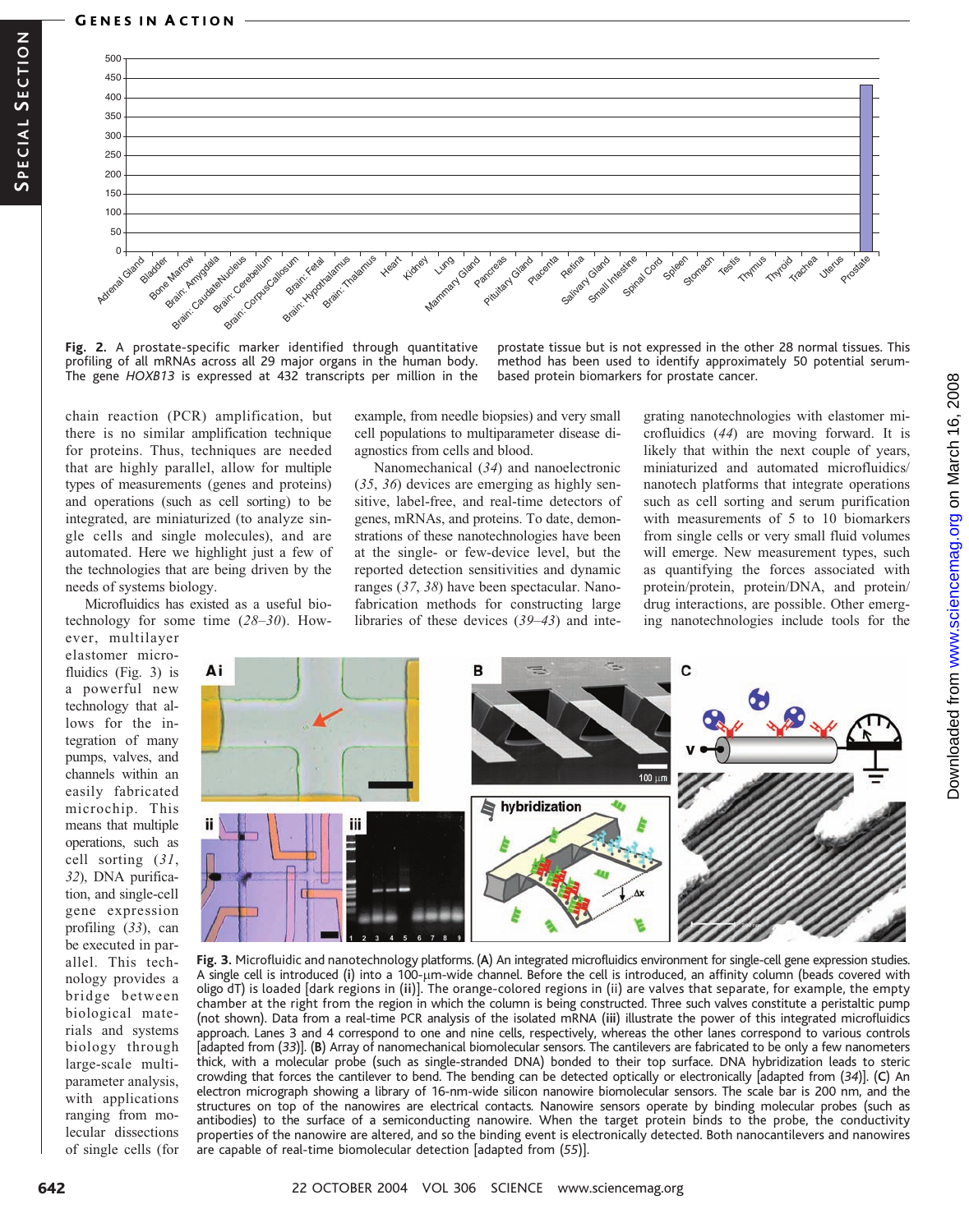Fig. 2. A prostate-specific marker identified through quantitative profiling of all mRNAs across all 29 major organs in the human body. The gene *HOXB13* is expressed at 432 transcripts per million in the prostate tissue but is not expressed in the other 28 normal tissues. This method has been used to identify approximately 50 potential serum-based protein biomarkers for prostate cancer.

chain reaction (PCR) amplification, but there is no similar amplification technique for proteins. Thus, techniques are needed that are highly parallel, allow for multiple types of measurements (genes and proteins) and operations (such as cell sorting) to be integrated, are miniaturized (to analyze single cells and single molecules), and are automated. Here we highlight just a few of the technologies that are being driven by the needs of systems biology.

Microfluidics has existed as a useful biotechnology for some time (*28–30*). However, multilayer elastomer microfluidics (Fig. 3) is a powerful new technology that allows for the integration of many pumps, valves, and channels within an easily fabricated microchip. This means that multiple operations, such as cell sorting (*31*, *32*), DNA purification, and single-cell gene expression profiling (*33*), can be executed in parallel. This technology provides a bridge between biological materials and systems biology through large-scale multiparameter analysis, with applications ranging from molecular dissections of single cells (for example, from needle biopsies) and very small cell populations to multiparameter disease diagnostics from cells and blood.

Nanomechanical (*34*) and nanoelectronic (*35*, *36*) devices are emerging as highly sensitive, label-free, and real-time detectors of genes, mRNAs, and proteins. To date, demonstrations of these nanotechnologies have been at the single- or few-device level, but the reported detection sensitivities and dynamic ranges (*37*, *38*) have been spectacular. Nanofabrication methods for constructing large libraries of these devices (*39–43*) and integrating nanotechnologies with elastomer microfluidics (*44*) are moving forward. It is likely that within the next couple of years, miniaturized and automated microfluidics/nanotech platforms that integrate operations such as cell sorting and serum purification with measurements of 5 to 10 biomarkers from single cells or very small fluid volumes will emerge. New measurement types, such as quantifying the forces associated with protein/protein, protein/DNA, and protein/drug interactions, are possible. Other emerging nanotechnologies include tools for the

Fig. 3. Microfluidic and nanotechnology platforms. (A) An integrated microfluidics environment for single-cell gene expression studies. A single cell is introduced (i) into a 100-μm-wide channel. Before the cell is introduced, an affinity column (beads covered with oligo dT) is loaded [dark regions in (ii)]. The orange-colored regions in (ii) are valves that separate, for example, the empty chamber at the right from the region in which the column is being constructed. Three such valves constitute a peristaltic pump (not shown). Data from a real-time PCR analysis of the isolated mRNA (iii) illustrate the power of this integrated microfluidics approach. Lanes 3 and 4 correspond to one and nine cells, respectively, whereas the other lanes correspond to various controls [adapted from (*33*)]. (B) Array of nanomechanical biomolecular sensors. The cantilevers are fabricated to be only a few nanometers thick, with a molecular probe (such as single-stranded DNA) bonded to their top surface. DNA hybridization leads to steric crowding that forces the cantilever to bend. The bending can be detected optically or electronically [adapted from (*34*)]. (C) An electron micrograph showing a library of 16-nm-wide silicon nanowire biomolecular sensors. The scale bar is 200 nm, and the structures on top of the nanowires are electrical contacts. Nanowire sensors operate by binding molecular probes (such as antibodies) to the surface of a semiconducting nanowire. When the target protein binds to the probe, the conductivity properties of the nanowire are altered, and so the binding event is electronically detected. Both nanocantilevers and nanowires are capable of real-time biomolecular detection [adapted from (*55*)].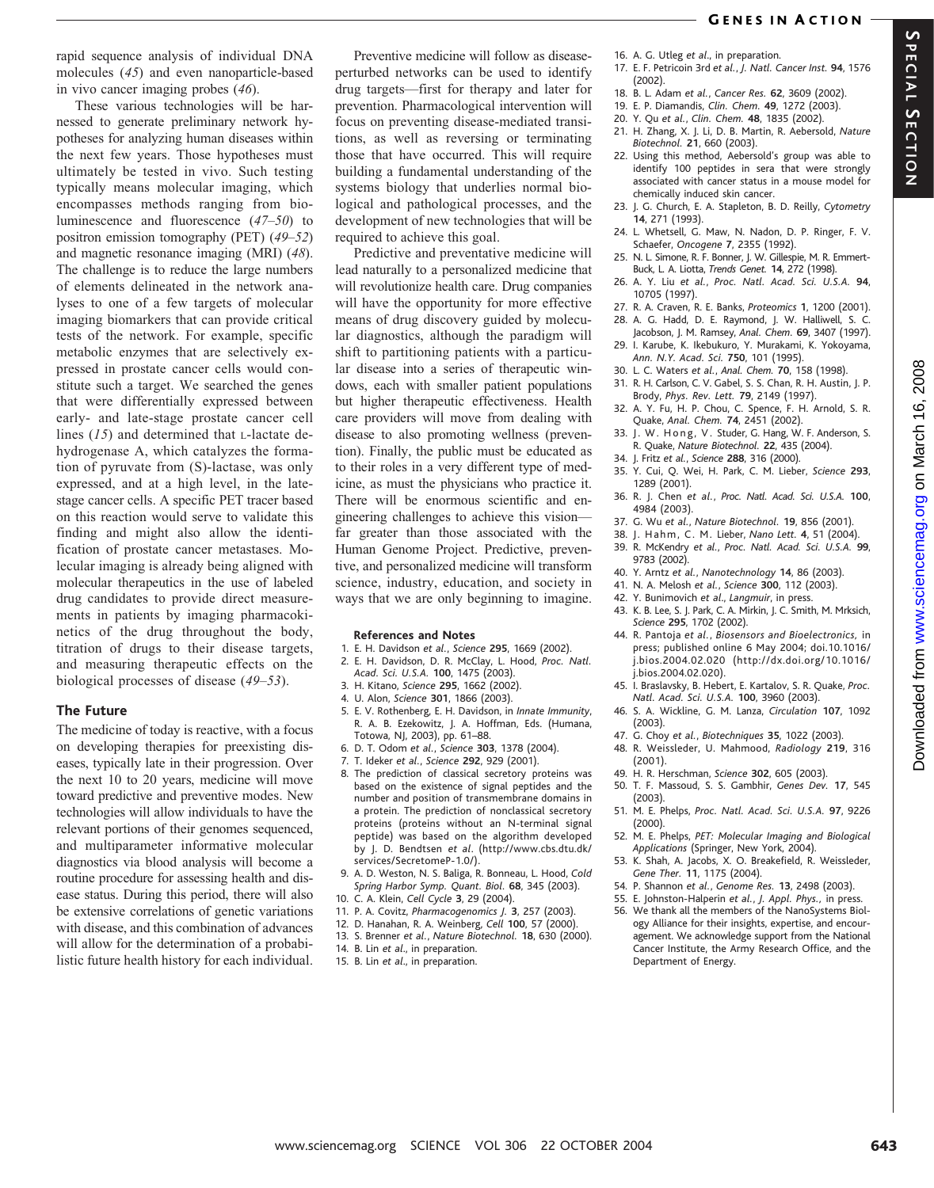rapid sequence analysis of individual DNA molecules (*45*) and even nanoparticle-based in vivo cancer imaging probes (*46*).

These various technologies will be harnessed to generate preliminary network hypotheses for analyzing human diseases within the next few years. Those hypotheses must ultimately be tested in vivo. Such testing typically means molecular imaging, which encompasses methods ranging from bioluminescence and fluorescence (*47–50*) to positron emission tomography (PET) (*49–52*) and magnetic resonance imaging (MRI) (*48*). The challenge is to reduce the large numbers of elements delineated in the network analyses to one of a few targets of molecular imaging biomarkers that can provide critical tests of the network. For example, specific metabolic enzymes that are selectively expressed in prostate cancer cells would constitute such a target. We searched the genes that were differentially expressed between early- and late-stage prostate cancer cell lines (*15*) and determined that L-lactate dehydrogenase A, which catalyzes the formation of pyruvate from (S)-lactase, was only expressed, and at a high level, in the late-stage cancer cells. A specific PET tracer based on this reaction would serve to validate this finding and might also allow the identification of prostate cancer metastases. Molecular imaging is already being aligned with molecular therapeutics in the use of labeled drug candidates to provide direct measurements in patients by imaging pharmacokinetics of the drug throughout the body, titration of drugs to their disease targets, and measuring therapeutic effects on the biological processes of disease (*49–53*).

### The Future

The medicine of today is reactive, with a focus on developing therapies for preexisting diseases, typically late in their progression. Over the next 10 to 20 years, medicine will move toward predictive and preventive modes. New technologies will allow individuals to have the relevant portions of their genomes sequenced, and multiparameter informative molecular diagnostics via blood analysis will become a routine procedure for assessing health and disease status. During this period, there will also be extensive correlations of genetic variations with disease, and this combination of advances will allow for the determination of a probabilistic future health history for each individual.

Preventive medicine will follow as disease-perturbed networks can be used to identify drug targets—first for therapy and later for prevention. Pharmacological intervention will focus on preventing disease-mediated transitions, as well as reversing or terminating those that have occurred. This will require building a fundamental understanding of the systems biology that underlies normal biological and pathological processes, and the development of new technologies that will be required to achieve this goal.

Predictive and preventative medicine will lead naturally to a personalized medicine that will revolutionize health care. Drug companies will have the opportunity for more effective means of drug discovery guided by molecular diagnostics, although the paradigm will shift to partitioning patients with a particular disease into a series of therapeutic windows, each with smaller patient populations but higher therapeutic effectiveness. Health care providers will move from dealing with disease to also promoting wellness (prevention). Finally, the public must be educated as to their roles in a very different type of medicine, as must the physicians who practice it. There will be enormous scientific and engineering challenges to achieve this vision—far greater than those associated with the Human Genome Project. Predictive, preventive, and personalized medicine will transform science, industry, education, and society in ways that we are only beginning to imagine.

#### References and Notes

1. E. H. Davidson *et al.*, *Science* **295**, 1669 (2002).
2. E. H. Davidson, D. R. McClay, L. Hood, *Proc. Natl. Acad. Sci. U.S.A.* **100**, 1475 (2003).
3. H. Kitano, *Science* **295**, 1662 (2002).
4. U. Alon, *Science* **301**, 1866 (2003).
5. E. V. Rothenberg, E. H. Davidson, in *Innate Immunity*, R. A. B. Ezekowitz, J. A. Hoffman, Eds. (Humana, Totowa, NJ, 2003), pp. 61–88.
6. D. T. Odom *et al.*, *Science* **303**, 1378 (2004).
7. T. Ideker *et al.*, *Science* **292**, 929 (2001).
8. The prediction of classical secretory proteins was based on the existence of signal peptides and the number and position of transmembrane domains in a protein. The prediction of nonclassical secretory proteins (proteins without an N-terminal signal peptide) was based on the algorithm developed by J. D. Bendtsen *et al.* (http://www.cbs.dtu.dk/services/SecretomeP-1.0/).
9. A. D. Weston, N. S. Baliga, R. Bonneau, L. Hood, *Cold Spring Harbor Symp. Quant. Biol.* **68**, 345 (2003).
10. C. A. Klein, *Cell Cycle* **3**, 29 (2004).
11. P. A. Covitz, *Pharmacogenomics J.* **3**, 257 (2003).
12. D. Hanahan, R. A. Weinberg, *Cell* **100**, 57 (2000).
13. S. Brenner *et al.*, *Nature Biotechnol.* **18**, 630 (2000).
14. B. Lin *et al.*, in preparation.
15. B. Lin *et al.*, in preparation.
16. A. G. Utleg *et al.*, in preparation.
17. E. F. Petricoin 3rd *et al.*, *J. Natl. Cancer Inst.* **94**, 1576 (2002).
18. B. L. Adam *et al.*, *Cancer Res.* **62**, 3609 (2002).
19. E. P. Diamandis, *Clin. Chem.* **49**, 1272 (2003).
20. Y. Qu *et al.*, *Clin. Chem.* **48**, 1835 (2002).
21. H. Zhang, X. J. Li, D. B. Martin, R. Aebersold, *Nature Biotechnol.* **21**, 660 (2003).
22. Using this method, Aebersold's group was able to identify 100 peptides in sera that were strongly associated with cancer status in a mouse model for chemically induced skin cancer.
23. J. G. Church, E. A. Stapleton, B. D. Reilly, *Cytometry* **14**, 271 (1993).
24. L. Whetsell, G. Maw, N. Nadon, D. P. Ringer, F. V. Schaefer, *Oncogene* **7**, 2355 (1992).
25. N. L. Simone, R. F. Bonner, J. W. Gillespie, M. R. Emmert-Buck, L. A. Liotta, *Trends Genet.* **14**, 272 (1998).
26. A. Y. Liu *et al.*, *Proc. Natl. Acad. Sci. U.S.A.* **94**, 10705 (1997).
27. R. A. Craven, R. E. Banks, *Proteomics* **1**, 1200 (2001).
28. A. G. Hadd, D. E. Raymond, J. W. Halliwell, S. C. Jacobson, J. M. Ramsey, *Anal. Chem.* **69**, 3407 (1997).
29. I. Karube, K. Ikebukuro, Y. Murakami, K. Yokoyama, *Ann. N.Y. Acad. Sci.* **750**, 101 (1995).
30. L. C. Waters *et al.*, *Anal. Chem.* **70**, 158 (1998).
31. R. H. Carlson, C. V. Gabel, S. S. Chan, R. H. Austin, J. P. Brody, *Phys. Rev. Lett.* **79**, 2149 (1997).
32. A. Y. Fu, H. P. Chou, C. Spence, F. H. Arnold, S. R. Quake, *Anal. Chem.* **74**, 2451 (2002).
33. J. W. Hong, V. Studer, G. Hang, W. F. Anderson, S. R. Quake, *Nature Biotechnol.* **22**, 435 (2004).
34. J. Fritz *et al.*, *Science* **288**, 316 (2000).
35. Y. Cui, Q. Wei, H. Park, C. M. Lieber, *Science* **293**, 1289 (2001).
36. R. J. Chen *et al.*, *Proc. Natl. Acad. Sci. U.S.A.* **100**, 4984 (2003).
37. G. Wu *et al.*, *Nature Biotechnol.* **19**, 856 (2001).
38. J. Hahm, C. M. Lieber, *Nano Lett.* **4**, 51 (2004).
39. R. McKendry *et al.*, *Proc. Natl. Acad. Sci. U.S.A.* **99**, 9783 (2002).
40. Y. Arntz *et al.*, *Nanotechnology* **14**, 86 (2003).
41. N. A. Melosh *et al.*, *Science* **300**, 112 (2003).
42. Y. Bunimovich *et al.*, *Langmuir*, in press.
43. K. B. Lee, S. J. Park, C. A. Mirkin, J. C. Smith, M. Mrksich, *Science* **295**, 1702 (2002).
44. R. Pantoja *et al.*, *Biosensors and Bioelectronics*, in press; published online 6 May 2004; doi.10.1016/j.bios.2004.02.020 (http://dx.doi.org/10.1016/j.bios.2004.02.020).
45. I. Braslavsky, B. Hebert, E. Kartalov, S. R. Quake, *Proc. Natl. Acad. Sci. U.S.A.* **100**, 3960 (2003).
46. S. A. Wickline, G. M. Lanza, *Circulation* **107**, 1092 (2003).
47. G. Choy *et al.*, *Biotechniques* **35**, 1022 (2003).
48. R. Weissleder, U. Mahmood, *Radiology* **219**, 316 (2001).
49. H. R. Herschman, *Science* **302**, 605 (2003).
50. T. F. Massoud, S. S. Gambhir, *Genes Dev.* **17**, 545 (2003).
51. M. E. Phelps, *Proc. Natl. Acad. Sci. U.S.A.* **97**, 9226 (2000).
52. M. E. Phelps, *PET: Molecular Imaging and Biological Applications* (Springer, New York, 2004).
53. K. Shah, A. Jacobs, X. O. Breakefield, R. Weissleder, *Gene Ther.* **11**, 1175 (2004).
54. P. Shannon *et al.*, *Genome Res.* **13**, 2498 (2003).
55. E. Johnston-Halperin *et al.*, *J. Appl. Phys.*, in press.
56. We thank all the members of the NanoSystems Biology Alliance for their insights, expertise, and encouragement. We acknowledge support from the National Cancer Institute, the Army Research Office, and the Department of Energy.